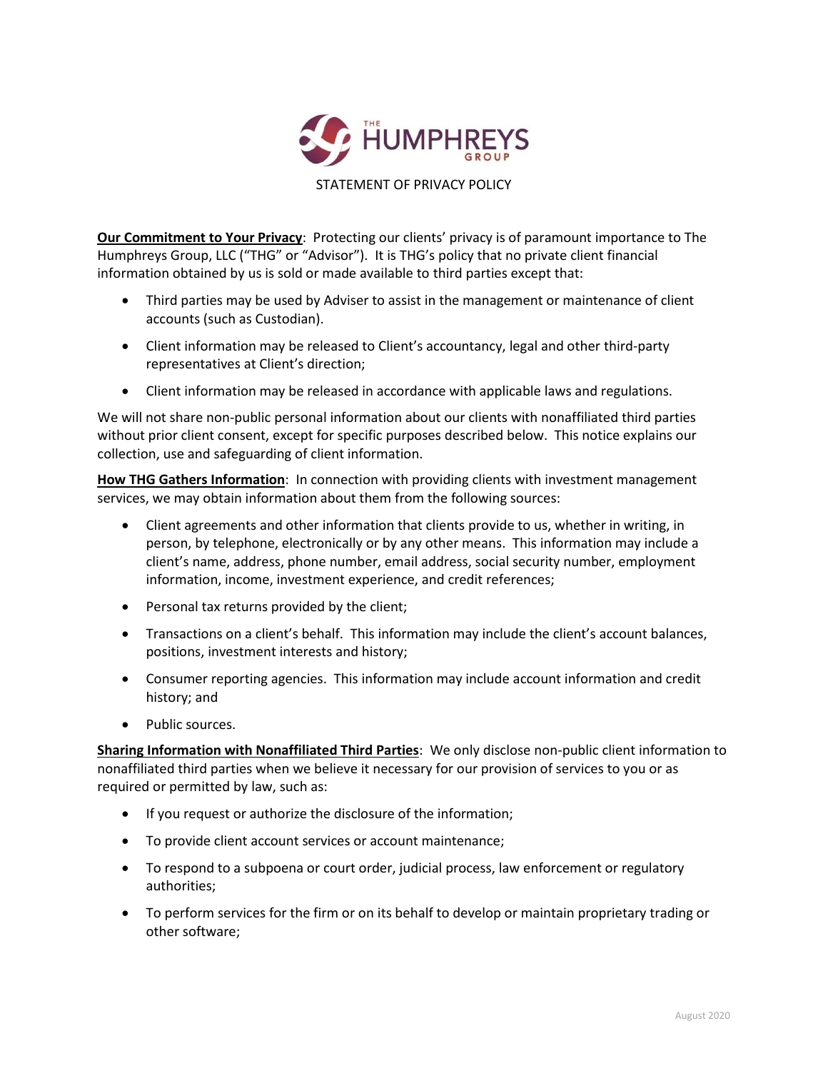THE HUMPHREYS GROUP

# STATEMENT OF PRIVACY POLICY

**Our Commitment to Your Privacy**: Protecting our clients' privacy is of paramount importance to The Humphreys Group, LLC ("THG" or "Advisor"). It is THG's policy that no private client financial information obtained by us is sold or made available to third parties except that:

- Third parties may be used by Adviser to assist in the management or maintenance of client accounts (such as Custodian).
- Client information may be released to Client's accountancy, legal and other third-party representatives at Client's direction;
- Client information may be released in accordance with applicable laws and regulations.

We will not share non-public personal information about our clients with nonaffiliated third parties without prior client consent, except for specific purposes described below. This notice explains our collection, use and safeguarding of client information.

**How THG Gathers Information**: In connection with providing clients with investment management services, we may obtain information about them from the following sources:

- Client agreements and other information that clients provide to us, whether in writing, in person, by telephone, electronically or by any other means. This information may include a client's name, address, phone number, email address, social security number, employment information, income, investment experience, and credit references;
- Personal tax returns provided by the client;
- Transactions on a client's behalf. This information may include the client's account balances, positions, investment interests and history;
- Consumer reporting agencies. This information may include account information and credit history; and
- Public sources.

**Sharing Information with Nonaffiliated Third Parties**: We only disclose non-public client information to nonaffiliated third parties when we believe it necessary for our provision of services to you or as required or permitted by law, such as:

- If you request or authorize the disclosure of the information;
- To provide client account services or account maintenance;
- To respond to a subpoena or court order, judicial process, law enforcement or regulatory authorities;
- To perform services for the firm or on its behalf to develop or maintain proprietary trading or other software;

August 2020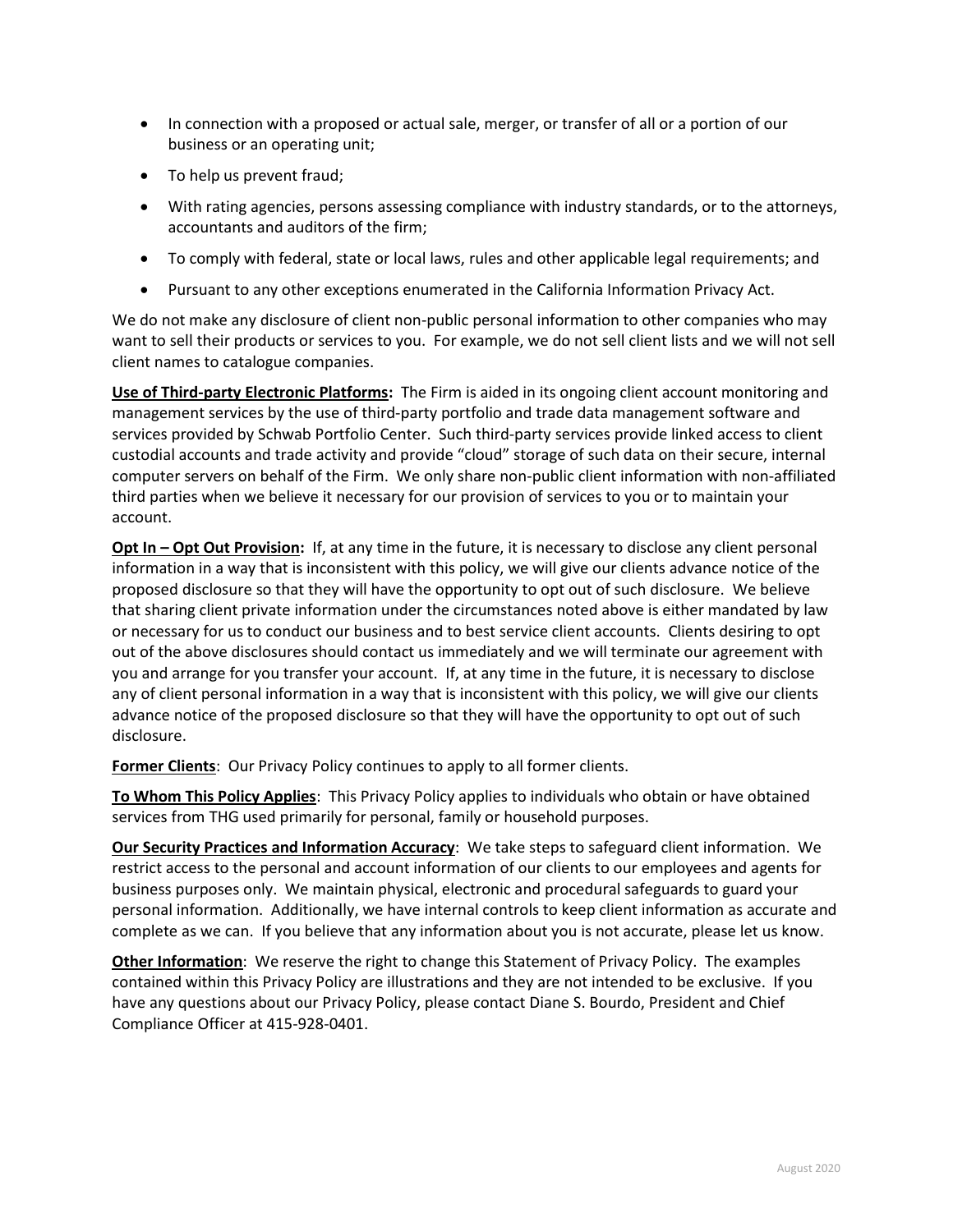- In connection with a proposed or actual sale, merger, or transfer of all or a portion of our business or an operating unit;
- To help us prevent fraud;
- With rating agencies, persons assessing compliance with industry standards, or to the attorneys, accountants and auditors of the firm;
- To comply with federal, state or local laws, rules and other applicable legal requirements; and
- Pursuant to any other exceptions enumerated in the California Information Privacy Act.

We do not make any disclosure of client non-public personal information to other companies who may want to sell their products or services to you. For example, we do not sell client lists and we will not sell client names to catalogue companies.

**Use of Third-party Electronic Platforms:** The Firm is aided in its ongoing client account monitoring and management services by the use of third-party portfolio and trade data management software and services provided by Schwab Portfolio Center. Such third-party services provide linked access to client custodial accounts and trade activity and provide "cloud" storage of such data on their secure, internal computer servers on behalf of the Firm. We only share non-public client information with non-affiliated third parties when we believe it necessary for our provision of services to you or to maintain your account.

**Opt In – Opt Out Provision:** If, at any time in the future, it is necessary to disclose any client personal information in a way that is inconsistent with this policy, we will give our clients advance notice of the proposed disclosure so that they will have the opportunity to opt out of such disclosure. We believe that sharing client private information under the circumstances noted above is either mandated by law or necessary for us to conduct our business and to best service client accounts. Clients desiring to opt out of the above disclosures should contact us immediately and we will terminate our agreement with you and arrange for you transfer your account. If, at any time in the future, it is necessary to disclose any of client personal information in a way that is inconsistent with this policy, we will give our clients advance notice of the proposed disclosure so that they will have the opportunity to opt out of such disclosure.

**Former Clients**: Our Privacy Policy continues to apply to all former clients.

**To Whom This Policy Applies**: This Privacy Policy applies to individuals who obtain or have obtained services from THG used primarily for personal, family or household purposes.

**Our Security Practices and Information Accuracy**: We take steps to safeguard client information. We restrict access to the personal and account information of our clients to our employees and agents for business purposes only. We maintain physical, electronic and procedural safeguards to guard your personal information. Additionally, we have internal controls to keep client information as accurate and complete as we can. If you believe that any information about you is not accurate, please let us know.

**Other Information**: We reserve the right to change this Statement of Privacy Policy. The examples contained within this Privacy Policy are illustrations and they are not intended to be exclusive. If you have any questions about our Privacy Policy, please contact Diane S. Bourdo, President and Chief Compliance Officer at 415-928-0401.

August 2020